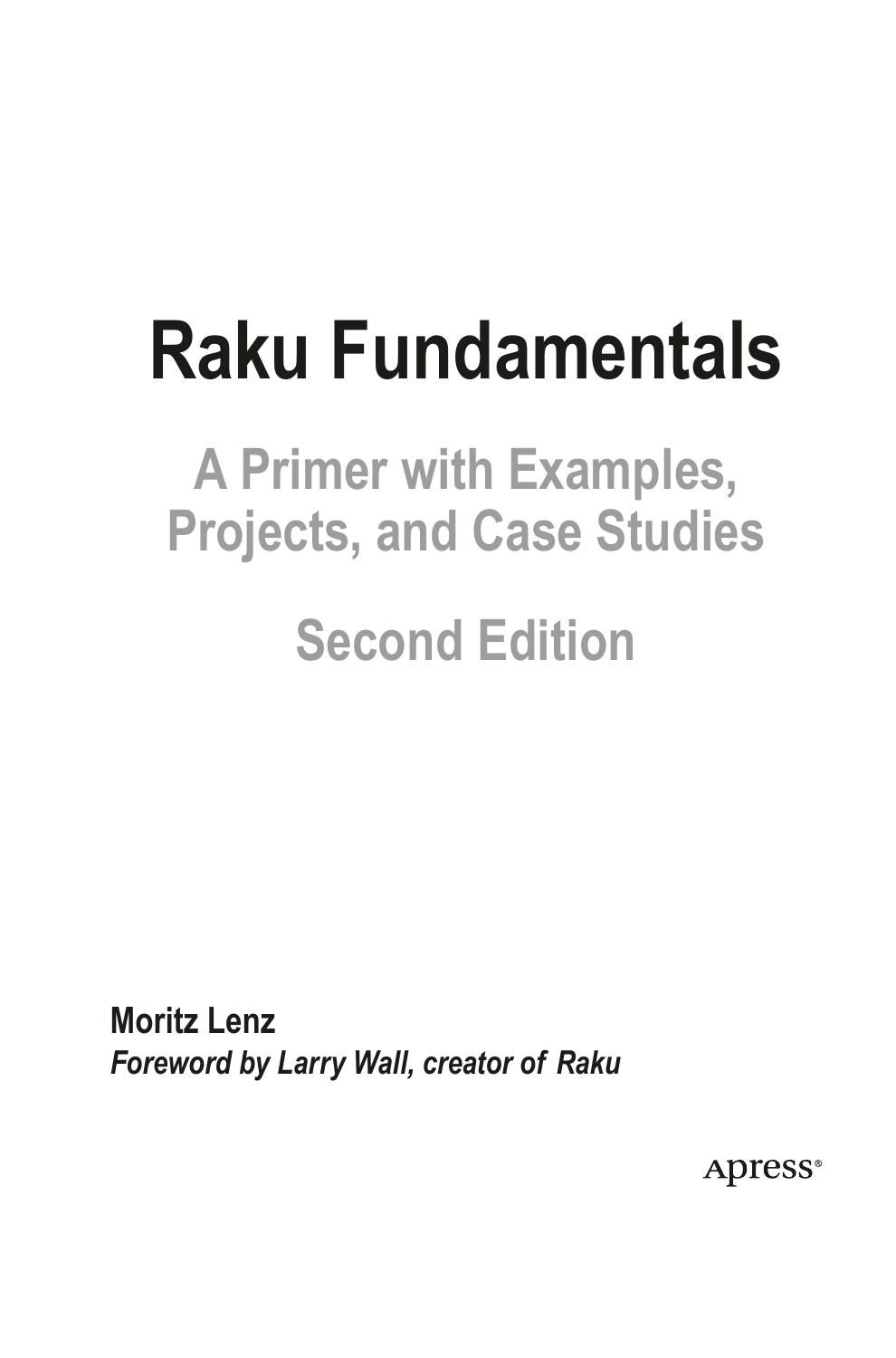# Raku Fundamentals

## A Primer with Examples, Projects, and Case Studies

## Second Edition

**Moritz Lenz**

***Foreword by Larry Wall, creator of Raku***

Apress®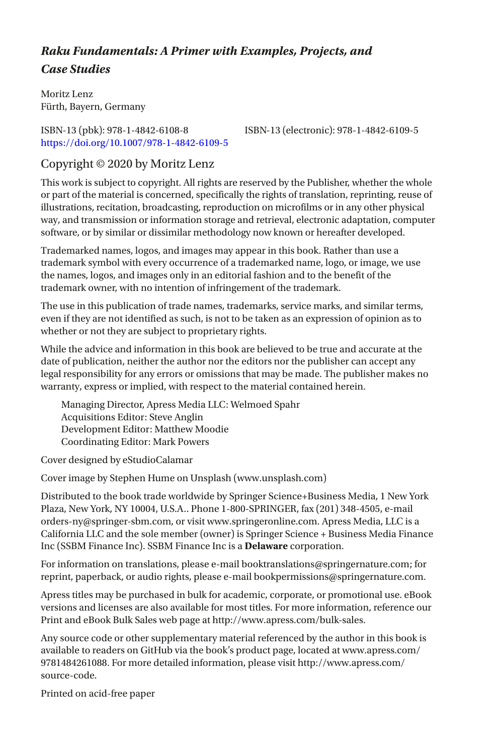***Raku Fundamentals: A Primer with Examples, Projects, and Case Studies***

Moritz Lenz
Fürth, Bayern, Germany

ISBN-13 (pbk): 978-1-4842-6108-8 ISBN-13 (electronic): 978-1-4842-6109-5
https://doi.org/10.1007/978-1-4842-6109-5

Copyright © 2020 by Moritz Lenz

This work is subject to copyright. All rights are reserved by the Publisher, whether the whole or part of the material is concerned, specifically the rights of translation, reprinting, reuse of illustrations, recitation, broadcasting, reproduction on microfilms or in any other physical way, and transmission or information storage and retrieval, electronic adaptation, computer software, or by similar or dissimilar methodology now known or hereafter developed.

Trademarked names, logos, and images may appear in this book. Rather than use a trademark symbol with every occurrence of a trademarked name, logo, or image, we use the names, logos, and images only in an editorial fashion and to the benefit of the trademark owner, with no intention of infringement of the trademark.

The use in this publication of trade names, trademarks, service marks, and similar terms, even if they are not identified as such, is not to be taken as an expression of opinion as to whether or not they are subject to proprietary rights.

While the advice and information in this book are believed to be true and accurate at the date of publication, neither the author nor the editors nor the publisher can accept any legal responsibility for any errors or omissions that may be made. The publisher makes no warranty, express or implied, with respect to the material contained herein.

Managing Director, Apress Media LLC: Welmoed Spahr
Acquisitions Editor: Steve Anglin
Development Editor: Matthew Moodie
Coordinating Editor: Mark Powers

Cover designed by eStudioCalamar

Cover image by Stephen Hume on Unsplash (www.unsplash.com)

Distributed to the book trade worldwide by Springer Science+Business Media, 1 New York Plaza, New York, NY 10004, U.S.A.. Phone 1-800-SPRINGER, fax (201) 348-4505, e-mail orders-ny@springer-sbm.com, or visit www.springeronline.com. Apress Media, LLC is a California LLC and the sole member (owner) is Springer Science + Business Media Finance Inc (SSBM Finance Inc). SSBM Finance Inc is a **Delaware** corporation.

For information on translations, please e-mail booktranslations@springernature.com; for reprint, paperback, or audio rights, please e-mail bookpermissions@springernature.com.

Apress titles may be purchased in bulk for academic, corporate, or promotional use. eBook versions and licenses are also available for most titles. For more information, reference our Print and eBook Bulk Sales web page at http://www.apress.com/bulk-sales.

Any source code or other supplementary material referenced by the author in this book is available to readers on GitHub via the book's product page, located at www.apress.com/9781484261088. For more detailed information, please visit http://www.apress.com/source-code.

Printed on acid-free paper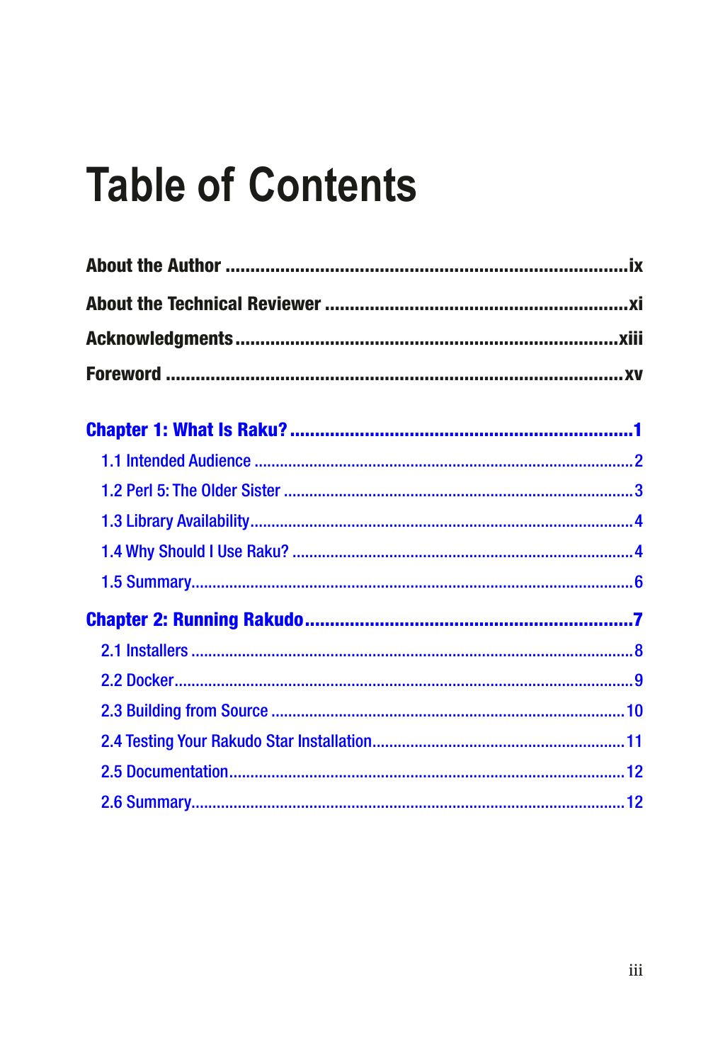# Table of Contents

**About the Author** ........................................................................ix

**About the Technical Reviewer** ................................................xi

**Acknowledgments** ..................................................................xiii

**Foreword** ..................................................................................xv

**Chapter 1: What Is Raku?** ..........................................................1

- 1.1 Intended Audience ................................................................2
- 1.2 Perl 5: The Older Sister ........................................................3
- 1.3 Library Availability................................................................4
- 1.4 Why Should I Use Raku? ......................................................4
- 1.5 Summary................................................................................6

**Chapter 2: Running Rakudo** .........................................................7

- 2.1 Installers ................................................................................8
- 2.2 Docker....................................................................................9
- 2.3 Building from Source ............................................................10
- 2.4 Testing Your Rakudo Star Installation..................................11
- 2.5 Documentation.....................................................................12
- 2.6 Summary...............................................................................12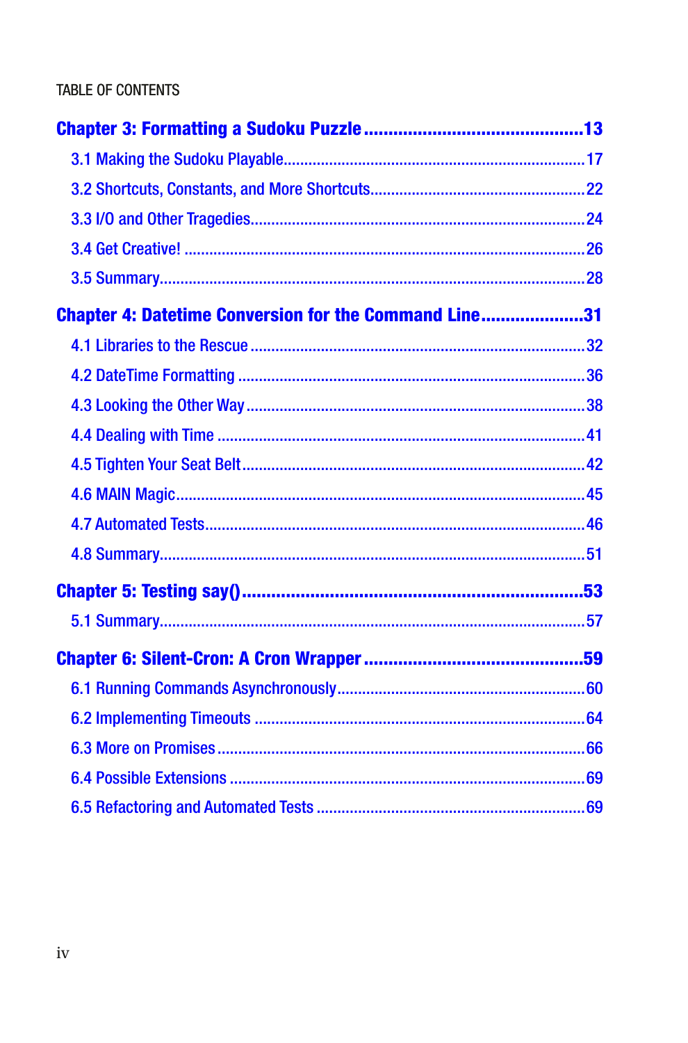TABLE OF CONTENTS

**Chapter 3: Formatting a Sudoku Puzzle ........................................... 13**

- 3.1 Making the Sudoku Playable........................................................................ 17
- 3.2 Shortcuts, Constants, and More Shortcuts.................................................. 22
- 3.3 I/O and Other Tragedies............................................................................... 24
- 3.4 Get Creative! ............................................................................................... 26
- 3.5 Summary...................................................................................................... 28

**Chapter 4: Datetime Conversion for the Command Line..................... 31**

- 4.1 Libraries to the Rescue ................................................................................ 32
- 4.2 DateTime Formatting ................................................................................... 36
- 4.3 Looking the Other Way................................................................................. 38
- 4.4 Dealing with Time ........................................................................................ 41
- 4.5 Tighten Your Seat Belt.................................................................................. 42
- 4.6 MAIN Magic.................................................................................................. 45
- 4.7 Automated Tests.......................................................................................... 46
- 4.8 Summary...................................................................................................... 51

**Chapter 5: Testing say()................................................................... 53**

- 5.1 Summary...................................................................................................... 57

**Chapter 6: Silent-Cron: A Cron Wrapper ........................................... 59**

- 6.1 Running Commands Asynchronously........................................................... 60
- 6.2 Implementing Timeouts .............................................................................. 64
- 6.3 More on Promises........................................................................................ 66
- 6.4 Possible Extensions .................................................................................... 69
- 6.5 Refactoring and Automated Tests ................................................................ 69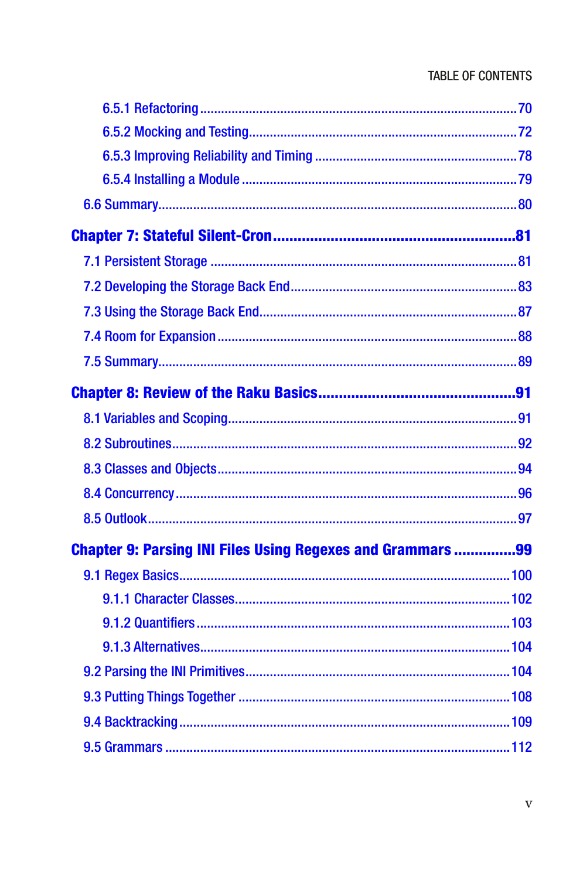6.5.1 Refactoring ........................................................................................70

6.5.2 Mocking and Testing...........................................................................72

6.5.3 Improving Reliability and Timing .........................................................78

6.5.4 Installing a Module .............................................................................79

6.6 Summary....................................................................................................80

**Chapter 7: Stateful Silent-Cron.........................................................81**

7.1 Persistent Storage ......................................................................................81

7.2 Developing the Storage Back End...............................................................83

7.3 Using the Storage Back End........................................................................87

7.4 Room for Expansion ...................................................................................88

7.5 Summary....................................................................................................89

**Chapter 8: Review of the Raku Basics................................................91**

8.1 Variables and Scoping................................................................................91

8.2 Subroutines................................................................................................92

8.3 Classes and Objects....................................................................................94

8.4 Concurrency ...............................................................................................96

8.5 Outlook......................................................................................................97

**Chapter 9: Parsing INI Files Using Regexes and Grammars ...............99**

9.1 Regex Basics............................................................................................100

9.1.1 Character Classes............................................................................102

9.1.2 Quantifiers ......................................................................................103

9.1.3 Alternatives.....................................................................................104

9.2 Parsing the INI Primitives.........................................................................104

9.3 Putting Things Together ...........................................................................108

9.4 Backtracking............................................................................................109

9.5 Grammars ................................................................................................112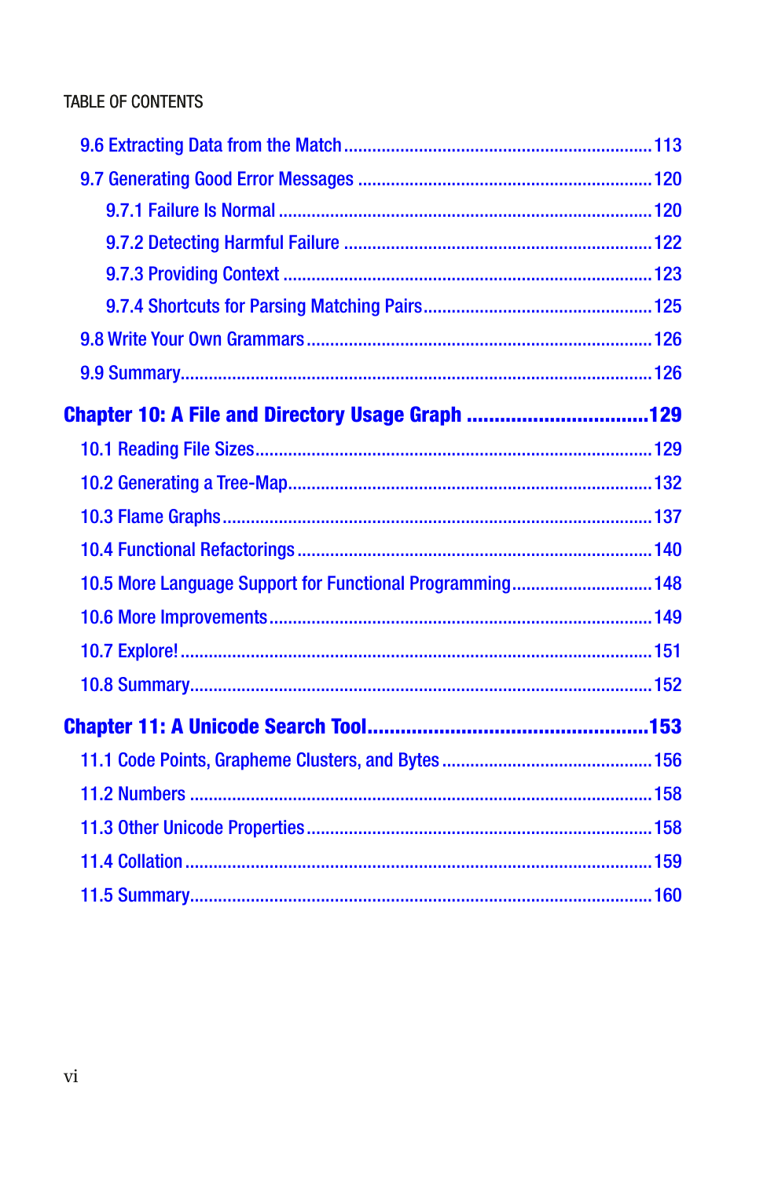9.6 Extracting Data from the Match ............................................................ 113

9.7 Generating Good Error Messages ............................................................ 120

- 9.7.1 Failure Is Normal ............................................................ 120
- 9.7.2 Detecting Harmful Failure ............................................................ 122
- 9.7.3 Providing Context ............................................................ 123
- 9.7.4 Shortcuts for Parsing Matching Pairs ............................................................ 125

9.8 Write Your Own Grammars ............................................................ 126

9.9 Summary ............................................................ 126

**Chapter 10: A File and Directory Usage Graph ............................................................ 129**

10.1 Reading File Sizes ............................................................ 129

10.2 Generating a Tree-Map ............................................................ 132

10.3 Flame Graphs ............................................................ 137

10.4 Functional Refactorings ............................................................ 140

10.5 More Language Support for Functional Programming ............................................................ 148

10.6 More Improvements ............................................................ 149

10.7 Explore! ............................................................ 151

10.8 Summary ............................................................ 152

**Chapter 11: A Unicode Search Tool ............................................................ 153**

11.1 Code Points, Grapheme Clusters, and Bytes ............................................................ 156

11.2 Numbers ............................................................ 158

11.3 Other Unicode Properties ............................................................ 158

11.4 Collation ............................................................ 159

11.5 Summary ............................................................ 160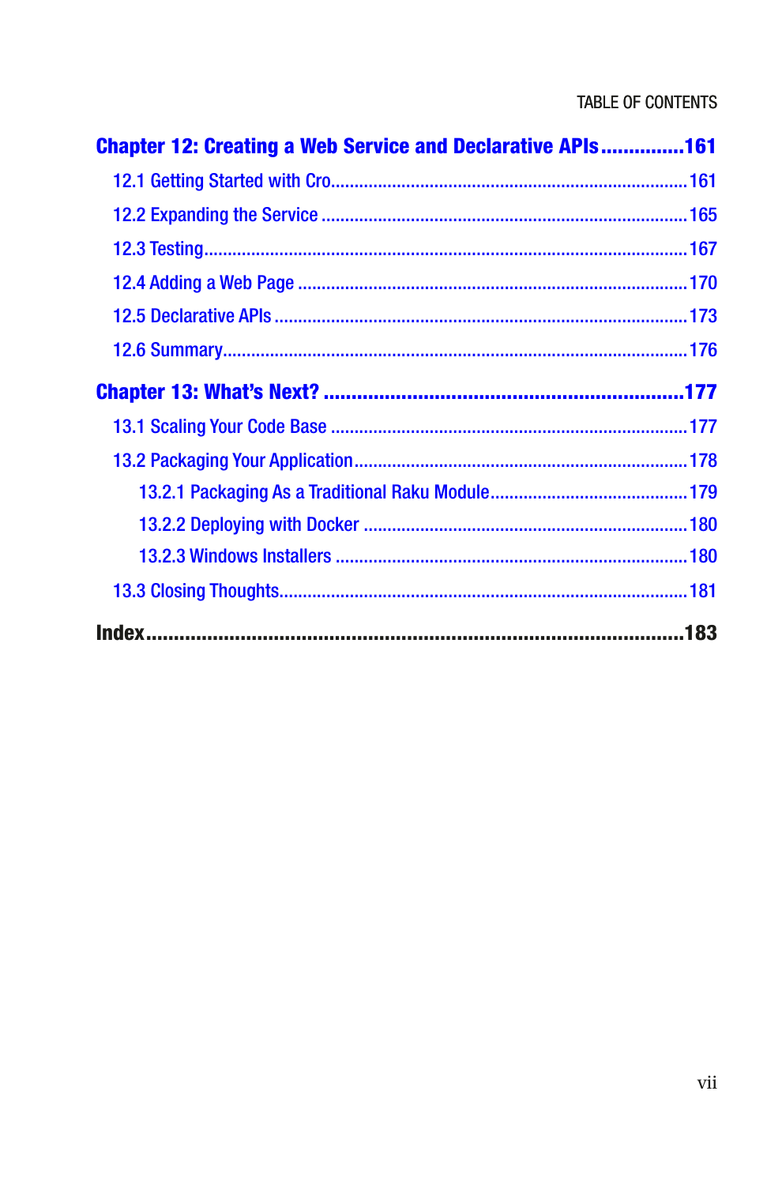**Chapter 12: Creating a Web Service and Declarative APIs ..............161**

12.1 Getting Started with Cro.........................................................................161

12.2 Expanding the Service ............................................................................165

12.3 Testing.....................................................................................................167

12.4 Adding a Web Page .................................................................................170

12.5 Declarative APIs ......................................................................................173

12.6 Summary..................................................................................................176

**Chapter 13: What's Next? ...............................................................177**

13.1 Scaling Your Code Base ..........................................................................177

13.2 Packaging Your Application.....................................................................178

13.2.1 Packaging As a Traditional Raku Module.........................................179

13.2.2 Deploying with Docker ...................................................................180

13.2.3 Windows Installers ........................................................................180

13.3 Closing Thoughts.....................................................................................181

**Index..............................................................................................183**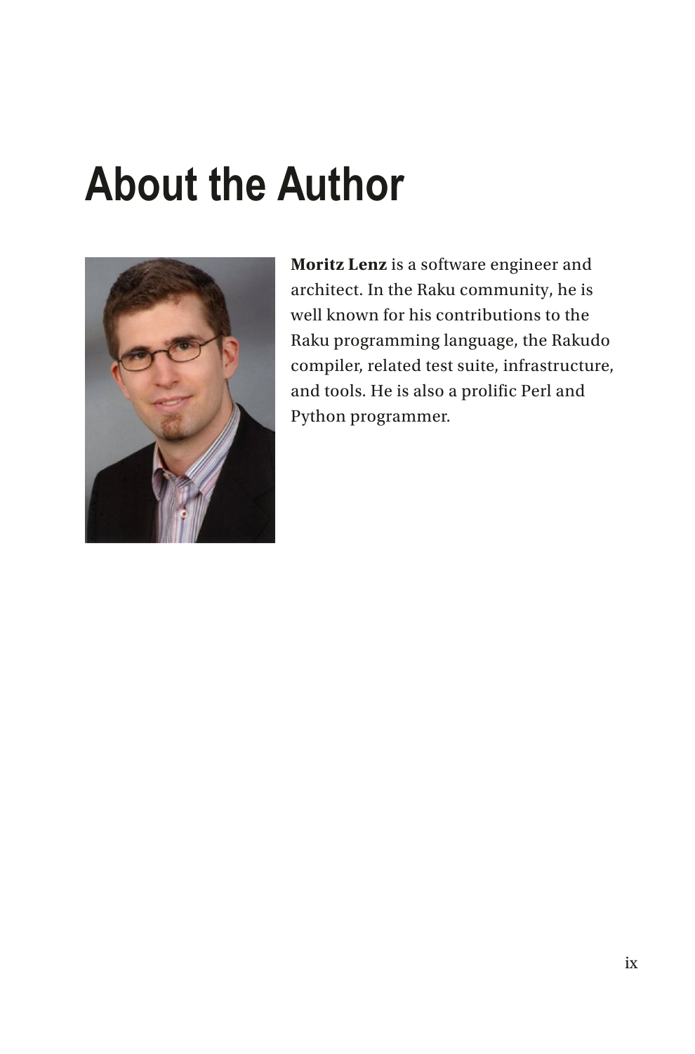# About the Author

**Moritz Lenz** is a software engineer and architect. In the Raku community, he is well known for his contributions to the Raku programming language, the Rakudo compiler, related test suite, infrastructure, and tools. He is also a prolific Perl and Python programmer.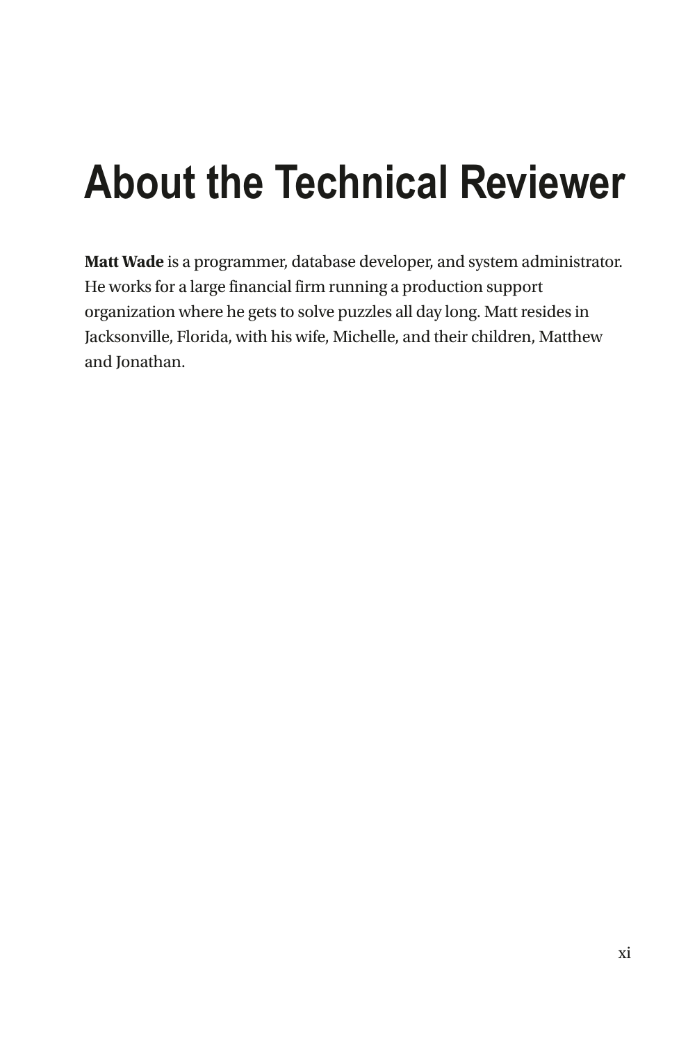# About the Technical Reviewer

**Matt Wade** is a programmer, database developer, and system administrator. He works for a large financial firm running a production support organization where he gets to solve puzzles all day long. Matt resides in Jacksonville, Florida, with his wife, Michelle, and their children, Matthew and Jonathan.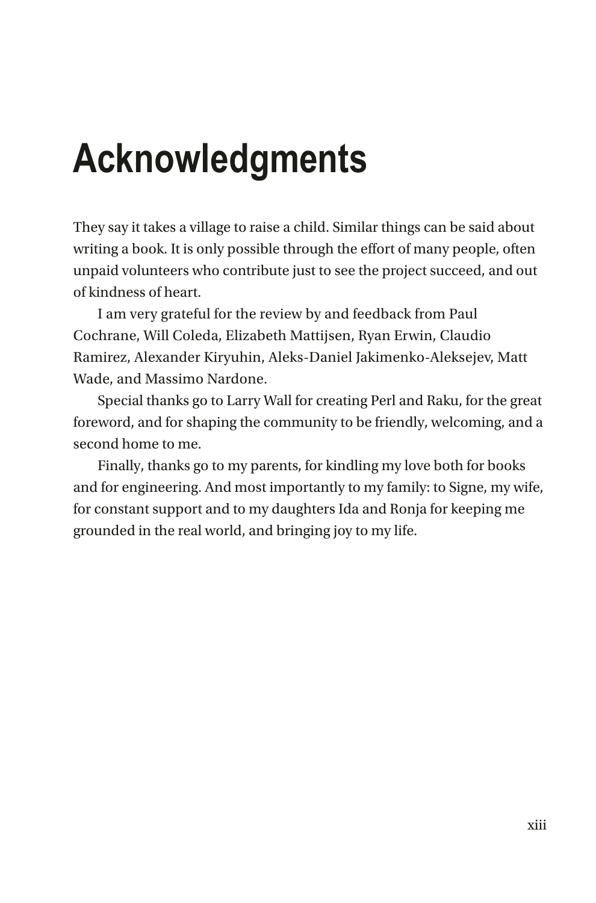# Acknowledgments

They say it takes a village to raise a child. Similar things can be said about writing a book. It is only possible through the effort of many people, often unpaid volunteers who contribute just to see the project succeed, and out of kindness of heart.

I am very grateful for the review by and feedback from Paul Cochrane, Will Coleda, Elizabeth Mattijsen, Ryan Erwin, Claudio Ramirez, Alexander Kiryuhin, Aleks-Daniel Jakimenko-Aleksejev, Matt Wade, and Massimo Nardone.

Special thanks go to Larry Wall for creating Perl and Raku, for the great foreword, and for shaping the community to be friendly, welcoming, and a second home to me.

Finally, thanks go to my parents, for kindling my love both for books and for engineering. And most importantly to my family: to Signe, my wife, for constant support and to my daughters Ida and Ronja for keeping me grounded in the real world, and bringing joy to my life.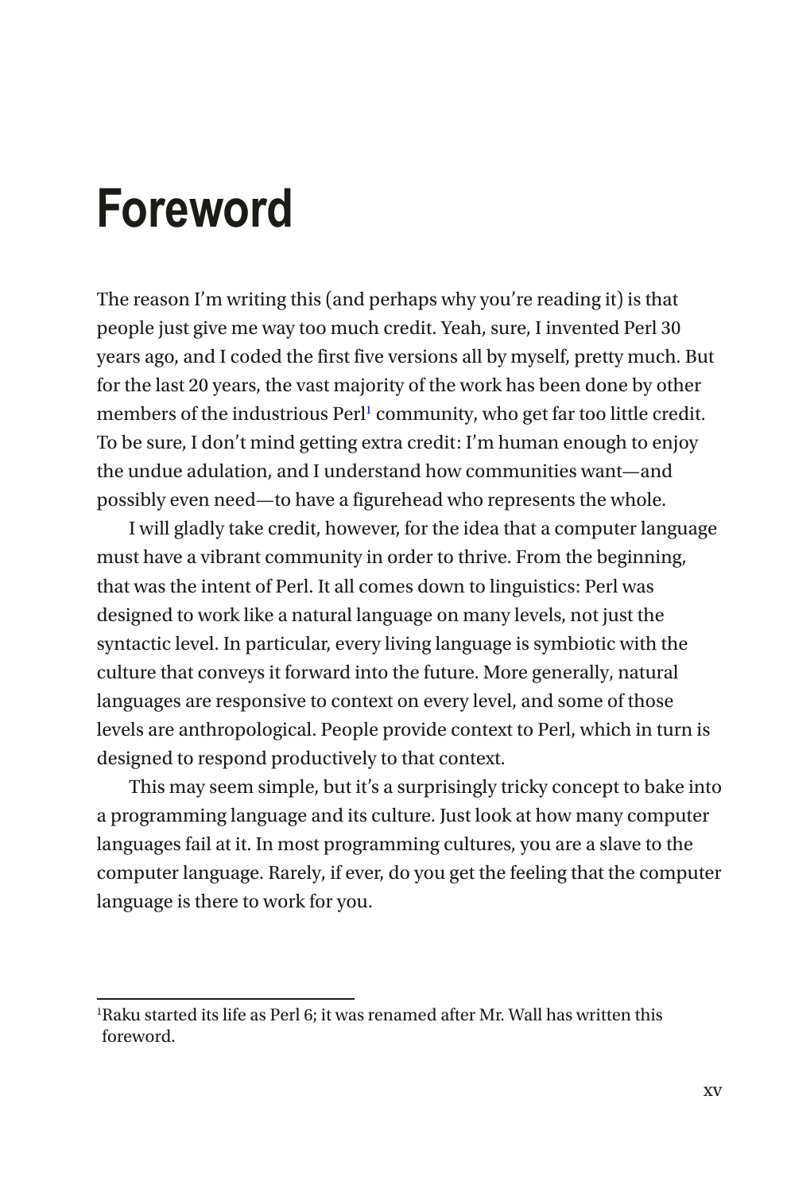# Foreword

The reason I'm writing this (and perhaps why you're reading it) is that people just give me way too much credit. Yeah, sure, I invented Perl 30 years ago, and I coded the first five versions all by myself, pretty much. But for the last 20 years, the vast majority of the work has been done by other members of the industrious Perl[1] community, who get far too little credit. To be sure, I don't mind getting extra credit: I'm human enough to enjoy the undue adulation, and I understand how communities want—and possibly even need—to have a figurehead who represents the whole.

I will gladly take credit, however, for the idea that a computer language must have a vibrant community in order to thrive. From the beginning, that was the intent of Perl. It all comes down to linguistics: Perl was designed to work like a natural language on many levels, not just the syntactic level. In particular, every living language is symbiotic with the culture that conveys it forward into the future. More generally, natural languages are responsive to context on every level, and some of those levels are anthropological. People provide context to Perl, which in turn is designed to respond productively to that context.

This may seem simple, but it's a surprisingly tricky concept to bake into a programming language and its culture. Just look at how many computer languages fail at it. In most programming cultures, you are a slave to the computer language. Rarely, if ever, do you get the feeling that the computer language is there to work for you.

---

[1]Raku started its life as Perl 6; it was renamed after Mr. Wall has written this foreword.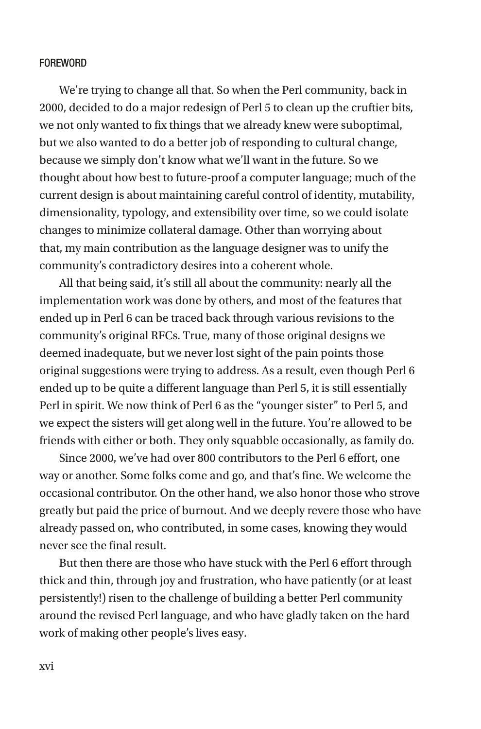We're trying to change all that. So when the Perl community, back in 2000, decided to do a major redesign of Perl 5 to clean up the cruftier bits, we not only wanted to fix things that we already knew were suboptimal, but we also wanted to do a better job of responding to cultural change, because we simply don't know what we'll want in the future. So we thought about how best to future-proof a computer language; much of the current design is about maintaining careful control of identity, mutability, dimensionality, typology, and extensibility over time, so we could isolate changes to minimize collateral damage. Other than worrying about that, my main contribution as the language designer was to unify the community's contradictory desires into a coherent whole.

All that being said, it's still all about the community: nearly all the implementation work was done by others, and most of the features that ended up in Perl 6 can be traced back through various revisions to the community's original RFCs. True, many of those original designs we deemed inadequate, but we never lost sight of the pain points those original suggestions were trying to address. As a result, even though Perl 6 ended up to be quite a different language than Perl 5, it is still essentially Perl in spirit. We now think of Perl 6 as the "younger sister" to Perl 5, and we expect the sisters will get along well in the future. You're allowed to be friends with either or both. They only squabble occasionally, as family do.

Since 2000, we've had over 800 contributors to the Perl 6 effort, one way or another. Some folks come and go, and that's fine. We welcome the occasional contributor. On the other hand, we also honor those who strove greatly but paid the price of burnout. And we deeply revere those who have already passed on, who contributed, in some cases, knowing they would never see the final result.

But then there are those who have stuck with the Perl 6 effort through thick and thin, through joy and frustration, who have patiently (or at least persistently!) risen to the challenge of building a better Perl community around the revised Perl language, and who have gladly taken on the hard work of making other people's lives easy.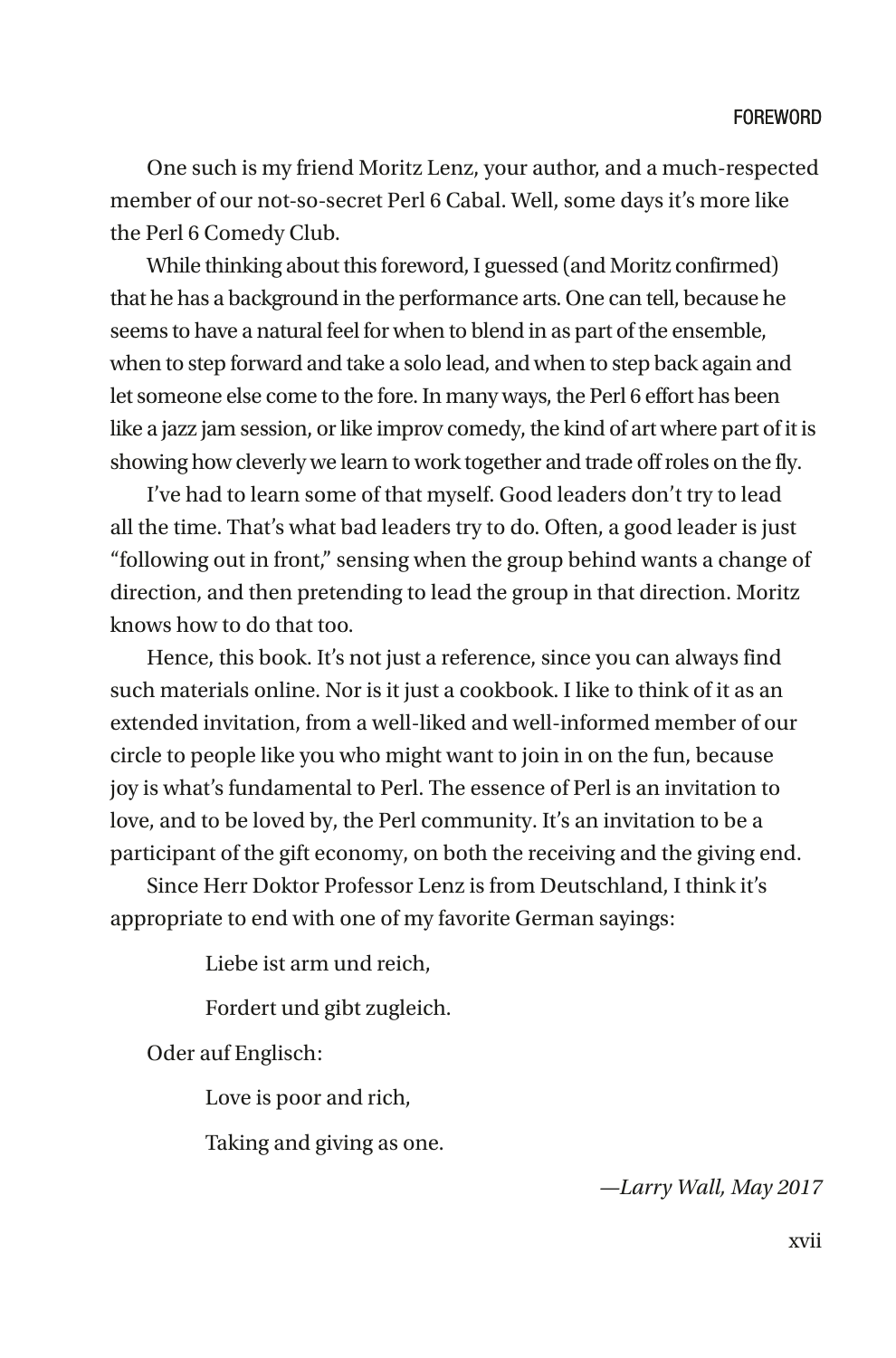One such is my friend Moritz Lenz, your author, and a much-respected member of our not-so-secret Perl 6 Cabal. Well, some days it's more like the Perl 6 Comedy Club.

While thinking about this foreword, I guessed (and Moritz confirmed) that he has a background in the performance arts. One can tell, because he seems to have a natural feel for when to blend in as part of the ensemble, when to step forward and take a solo lead, and when to step back again and let someone else come to the fore. In many ways, the Perl 6 effort has been like a jazz jam session, or like improv comedy, the kind of art where part of it is showing how cleverly we learn to work together and trade off roles on the fly.

I've had to learn some of that myself. Good leaders don't try to lead all the time. That's what bad leaders try to do. Often, a good leader is just "following out in front," sensing when the group behind wants a change of direction, and then pretending to lead the group in that direction. Moritz knows how to do that too.

Hence, this book. It's not just a reference, since you can always find such materials online. Nor is it just a cookbook. I like to think of it as an extended invitation, from a well-liked and well-informed member of our circle to people like you who might want to join in on the fun, because joy is what's fundamental to Perl. The essence of Perl is an invitation to love, and to be loved by, the Perl community. It's an invitation to be a participant of the gift economy, on both the receiving and the giving end.

Since Herr Doktor Professor Lenz is from Deutschland, I think it's appropriate to end with one of my favorite German sayings:

> Liebe ist arm und reich,
>
> Fordert und gibt zugleich.

Oder auf Englisch:

> Love is poor and rich,
>
> Taking and giving as one.

*—Larry Wall, May 2017*